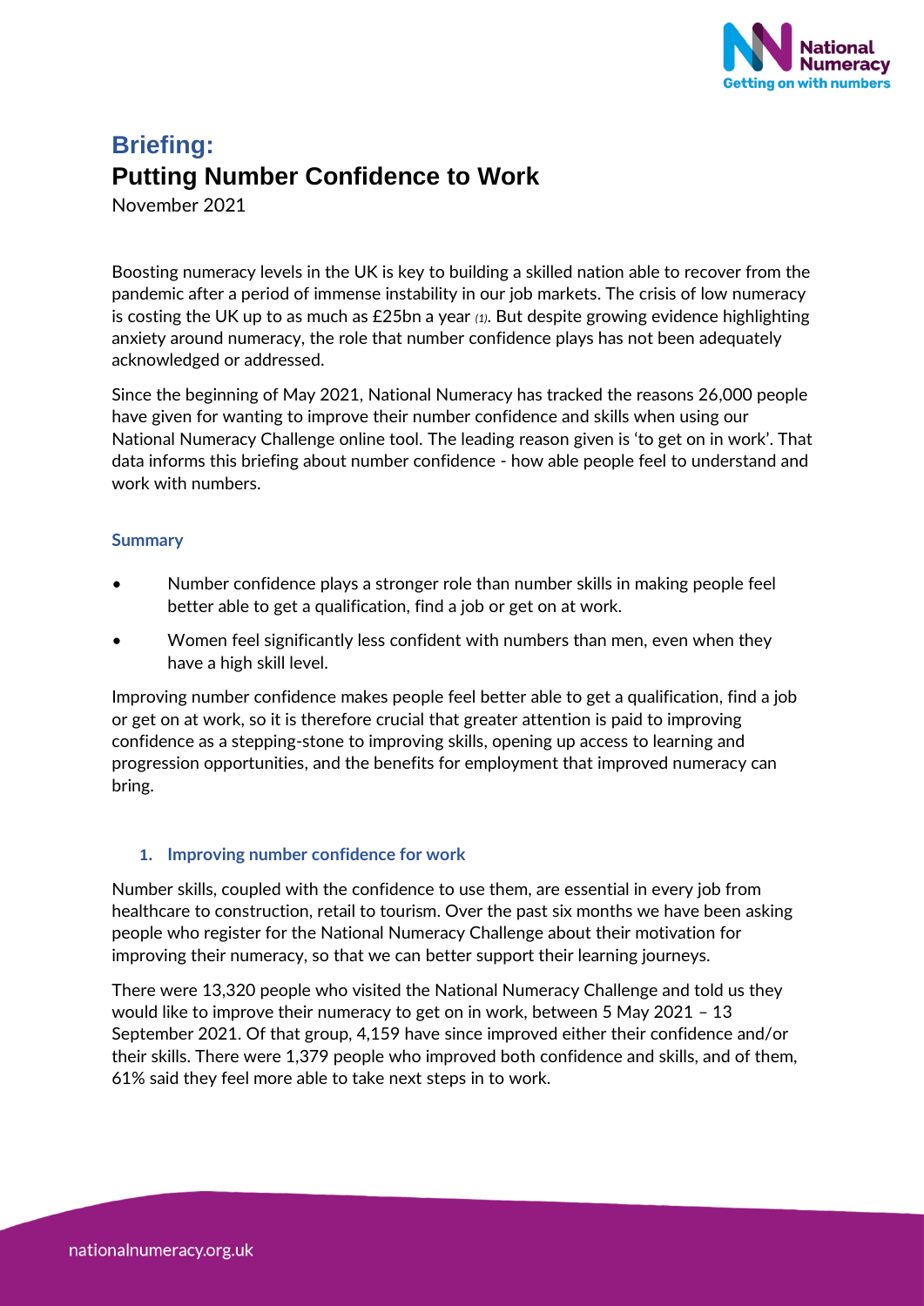# Briefing:

## Putting Number Confidence to Work

November 2021

Boosting numeracy levels in the UK is key to building a skilled nation able to recover from the pandemic after a period of immense instability in our job markets. The crisis of low numeracy is costing the UK up to as much as £25bn a year *(1)*. But despite growing evidence highlighting anxiety around numeracy, the role that number confidence plays has not been adequately acknowledged or addressed.

Since the beginning of May 2021, National Numeracy has tracked the reasons 26,000 people have given for wanting to improve their number confidence and skills when using our National Numeracy Challenge online tool. The leading reason given is 'to get on in work'. That data informs this briefing about number confidence - how able people feel to understand and work with numbers.

### Summary

- Number confidence plays a stronger role than number skills in making people feel better able to get a qualification, find a job or get on at work.
- Women feel significantly less confident with numbers than men, even when they have a high skill level.

Improving number confidence makes people feel better able to get a qualification, find a job or get on at work, so it is therefore crucial that greater attention is paid to improving confidence as a stepping-stone to improving skills, opening up access to learning and progression opportunities, and the benefits for employment that improved numeracy can bring.

### 1. Improving number confidence for work

Number skills, coupled with the confidence to use them, are essential in every job from healthcare to construction, retail to tourism. Over the past six months we have been asking people who register for the National Numeracy Challenge about their motivation for improving their numeracy, so that we can better support their learning journeys.

There were 13,320 people who visited the National Numeracy Challenge and told us they would like to improve their numeracy to get on in work, between 5 May 2021 – 13 September 2021. Of that group, 4,159 have since improved either their confidence and/or their skills. There were 1,379 people who improved both confidence and skills, and of them, 61% said they feel more able to take next steps in to work.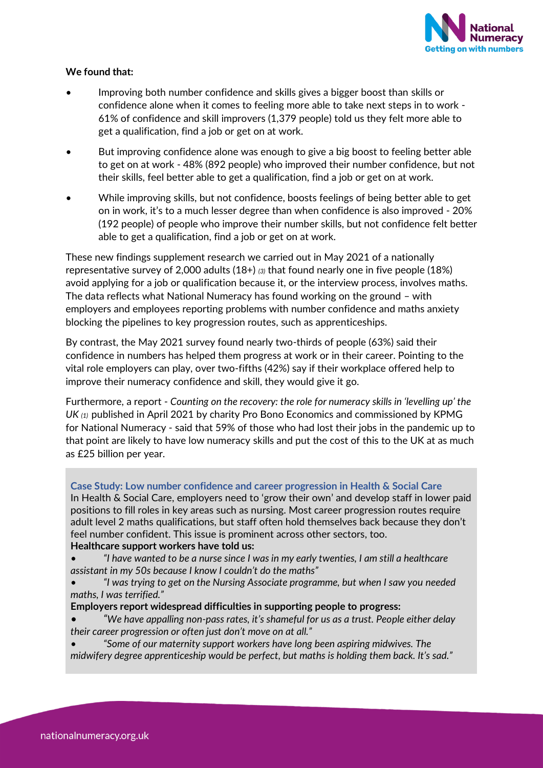**We found that:**

- Improving both number confidence and skills gives a bigger boost than skills or confidence alone when it comes to feeling more able to take next steps in to work - 61% of confidence and skill improvers (1,379 people) told us they felt more able to get a qualification, find a job or get on at work.
- But improving confidence alone was enough to give a big boost to feeling better able to get on at work - 48% (892 people) who improved their number confidence, but not their skills, feel better able to get a qualification, find a job or get on at work.
- While improving skills, but not confidence, boosts feelings of being better able to get on in work, it's to a much lesser degree than when confidence is also improved - 20% (192 people) of people who improve their number skills, but not confidence felt better able to get a qualification, find a job or get on at work.

These new findings supplement research we carried out in May 2021 of a nationally representative survey of 2,000 adults (18+) *(3)* that found nearly one in five people (18%) avoid applying for a job or qualification because it, or the interview process, involves maths. The data reflects what National Numeracy has found working on the ground – with employers and employees reporting problems with number confidence and maths anxiety blocking the pipelines to key progression routes, such as apprenticeships.

By contrast, the May 2021 survey found nearly two-thirds of people (63%) said their confidence in numbers has helped them progress at work or in their career. Pointing to the vital role employers can play, over two-fifths (42%) say if their workplace offered help to improve their numeracy confidence and skill, they would give it go.

Furthermore, a report - *Counting on the recovery: the role for numeracy skills in 'levelling up' the UK* *(1)* published in April 2021 by charity Pro Bono Economics and commissioned by KPMG for National Numeracy - said that 59% of those who had lost their jobs in the pandemic up to that point are likely to have low numeracy skills and put the cost of this to the UK at as much as £25 billion per year.

### Case Study: Low number confidence and career progression in Health & Social Care

In Health & Social Care, employers need to 'grow their own' and develop staff in lower paid positions to fill roles in key areas such as nursing. Most career progression routes require adult level 2 maths qualifications, but staff often hold themselves back because they don't feel number confident. This issue is prominent across other sectors, too.

**Healthcare support workers have told us:**

- *"I have wanted to be a nurse since I was in my early twenties, I am still a healthcare assistant in my 50s because I know I couldn't do the maths"*
- *"I was trying to get on the Nursing Associate programme, but when I saw you needed maths, I was terrified."*

**Employers report widespread difficulties in supporting people to progress:**

- *"We have appalling non-pass rates, it's shameful for us as a trust. People either delay their career progression or often just don't move on at all."*
- *"Some of our maternity support workers have long been aspiring midwives. The midwifery degree apprenticeship would be perfect, but maths is holding them back. It's sad."*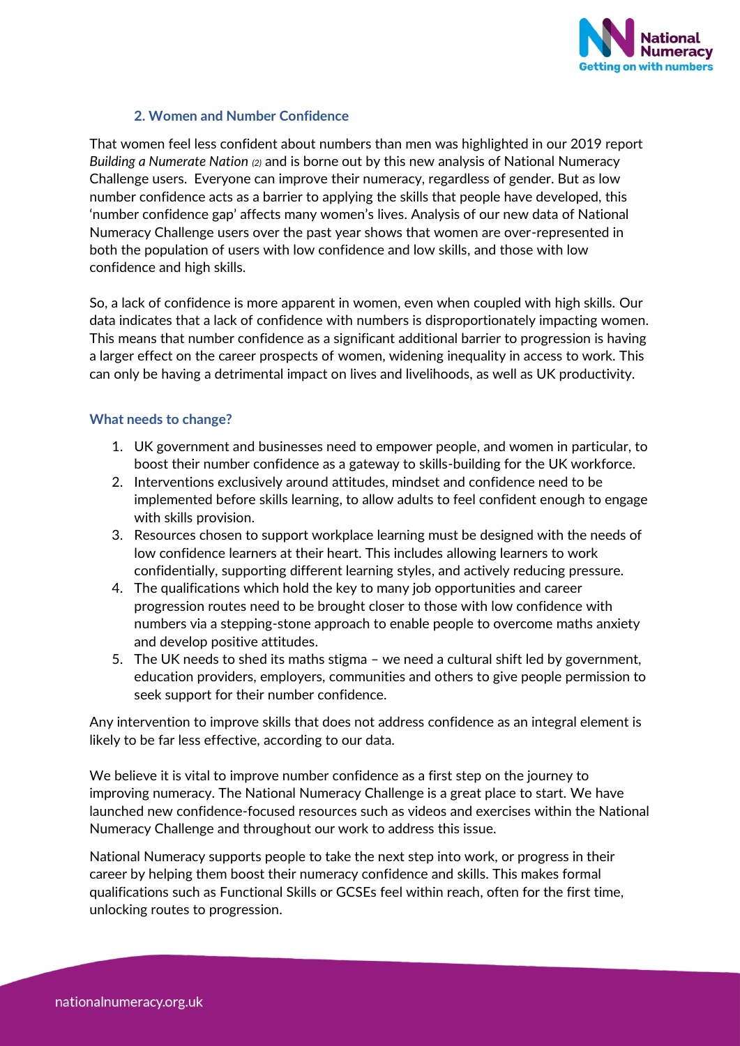## 2. Women and Number Confidence

That women feel less confident about numbers than men was highlighted in our 2019 report *Building a Numerate Nation* (2) and is borne out by this new analysis of National Numeracy Challenge users. Everyone can improve their numeracy, regardless of gender. But as low number confidence acts as a barrier to applying the skills that people have developed, this 'number confidence gap' affects many women's lives. Analysis of our new data of National Numeracy Challenge users over the past year shows that women are over-represented in both the population of users with low confidence and low skills, and those with low confidence and high skills.

So, a lack of confidence is more apparent in women, even when coupled with high skills. Our data indicates that a lack of confidence with numbers is disproportionately impacting women. This means that number confidence as a significant additional barrier to progression is having a larger effect on the career prospects of women, widening inequality in access to work. This can only be having a detrimental impact on lives and livelihoods, as well as UK productivity.

### What needs to change?

1. UK government and businesses need to empower people, and women in particular, to boost their number confidence as a gateway to skills-building for the UK workforce.
2. Interventions exclusively around attitudes, mindset and confidence need to be implemented before skills learning, to allow adults to feel confident enough to engage with skills provision.
3. Resources chosen to support workplace learning must be designed with the needs of low confidence learners at their heart. This includes allowing learners to work confidentially, supporting different learning styles, and actively reducing pressure.
4. The qualifications which hold the key to many job opportunities and career progression routes need to be brought closer to those with low confidence with numbers via a stepping-stone approach to enable people to overcome maths anxiety and develop positive attitudes.
5. The UK needs to shed its maths stigma – we need a cultural shift led by government, education providers, employers, communities and others to give people permission to seek support for their number confidence.

Any intervention to improve skills that does not address confidence as an integral element is likely to be far less effective, according to our data.

We believe it is vital to improve number confidence as a first step on the journey to improving numeracy. The National Numeracy Challenge is a great place to start. We have launched new confidence-focused resources such as videos and exercises within the National Numeracy Challenge and throughout our work to address this issue.

National Numeracy supports people to take the next step into work, or progress in their career by helping them boost their numeracy confidence and skills. This makes formal qualifications such as Functional Skills or GCSEs feel within reach, often for the first time, unlocking routes to progression.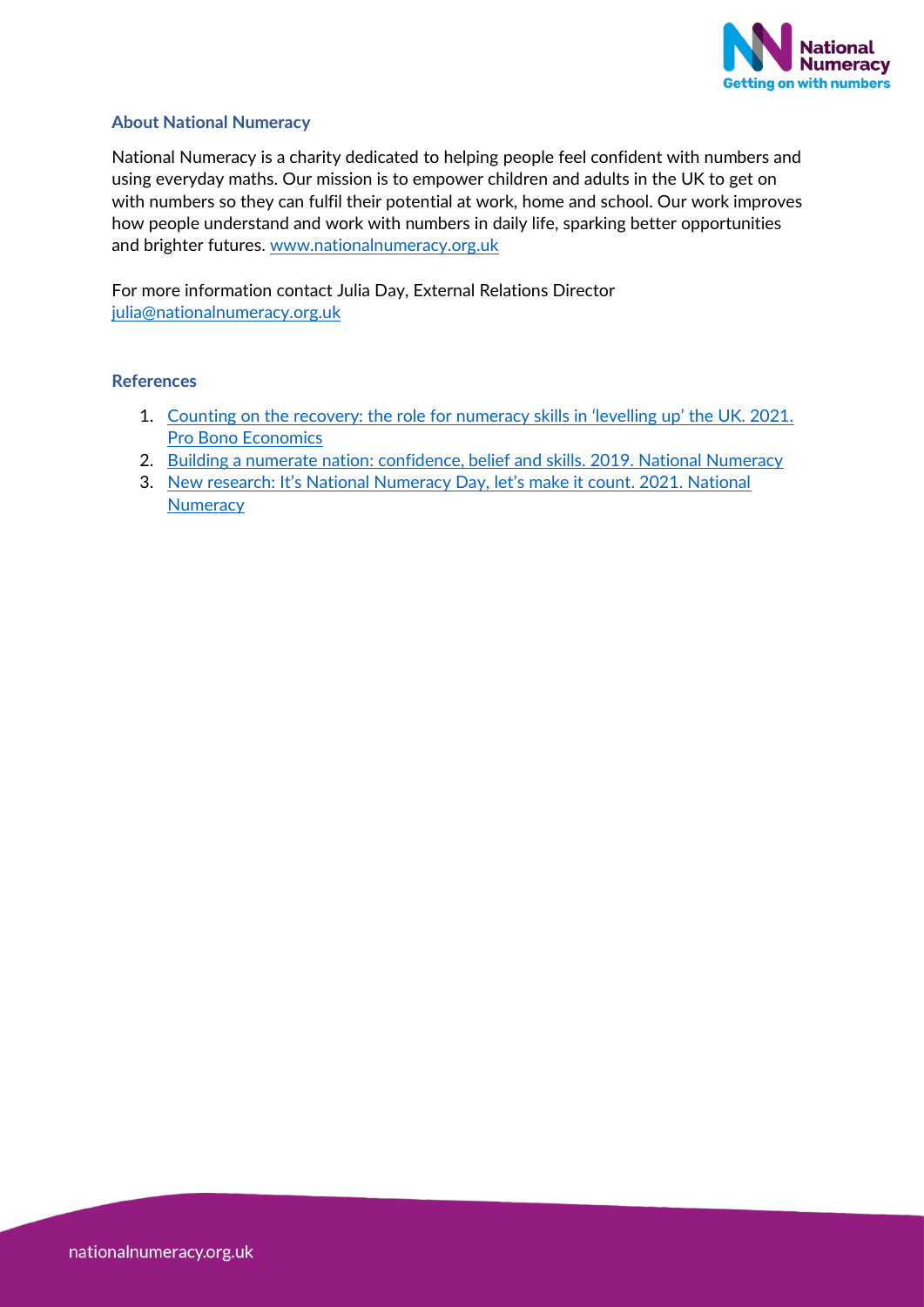## About National Numeracy

National Numeracy is a charity dedicated to helping people feel confident with numbers and using everyday maths. Our mission is to empower children and adults in the UK to get on with numbers so they can fulfil their potential at work, home and school. Our work improves how people understand and work with numbers in daily life, sparking better opportunities and brighter futures. www.nationalnumeracy.org.uk

For more information contact Julia Day, External Relations Director
julia@nationalnumeracy.org.uk

## References

1. Counting on the recovery: the role for numeracy skills in 'levelling up' the UK. 2021. Pro Bono Economics
2. Building a numerate nation: confidence, belief and skills. 2019. National Numeracy
3. New research: It's National Numeracy Day, let's make it count. 2021. National Numeracy